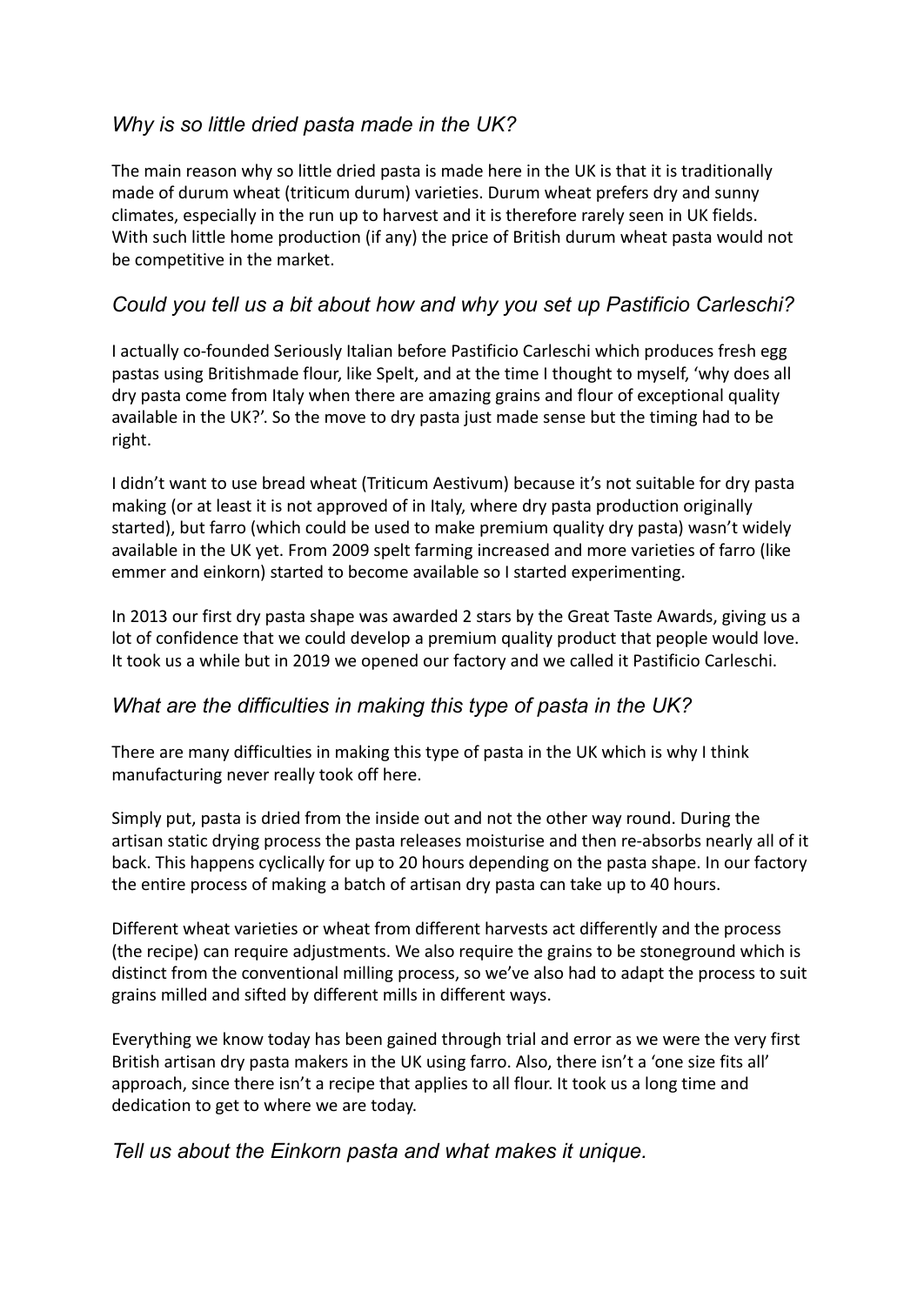## *Why is so little dried pasta made in the UK?*

The main reason why so little dried pasta is made here in the UK is that it is traditionally made of durum wheat (triticum durum) varieties. Durum wheat prefers dry and sunny climates, especially in the run up to harvest and it is therefore rarely seen in UK fields. With such little home production (if any) the price of British durum wheat pasta would not be competitive in the market.

## *Could you tell us a bit about how and why you set up Pastificio Carleschi?*

I actually co-founded Seriously Italian before Pastificio Carleschi which produces fresh egg pastas using Britishmade flour, like Spelt, and at the time I thought to myself, 'why does all dry pasta come from Italy when there are amazing grains and flour of exceptional quality available in the UK?'. So the move to dry pasta just made sense but the timing had to be right.

I didn't want to use bread wheat (Triticum Aestivum) because it's not suitable for dry pasta making (or at least it is not approved of in Italy, where dry pasta production originally started), but farro (which could be used to make premium quality dry pasta) wasn't widely available in the UK yet. From 2009 spelt farming increased and more varieties of farro (like emmer and einkorn) started to become available so I started experimenting.

In 2013 our first dry pasta shape was awarded 2 stars by the Great Taste Awards, giving us a lot of confidence that we could develop a premium quality product that people would love. It took us a while but in 2019 we opened our factory and we called it Pastificio Carleschi.

## *What are the difficulties in making this type of pasta in the UK?*

There are many difficulties in making this type of pasta in the UK which is why I think manufacturing never really took off here.

Simply put, pasta is dried from the inside out and not the other way round. During the artisan static drying process the pasta releases moisturise and then re-absorbs nearly all of it back. This happens cyclically for up to 20 hours depending on the pasta shape. In our factory the entire process of making a batch of artisan dry pasta can take up to 40 hours.

Different wheat varieties or wheat from different harvests act differently and the process (the recipe) can require adjustments. We also require the grains to be stoneground which is distinct from the conventional milling process, so we've also had to adapt the process to suit grains milled and sifted by different mills in different ways.

Everything we know today has been gained through trial and error as we were the very first British artisan dry pasta makers in the UK using farro. Also, there isn't a 'one size fits all' approach, since there isn't a recipe that applies to all flour. It took us a long time and dedication to get to where we are today.

## *Tell us about the Einkorn pasta and what makes it unique.*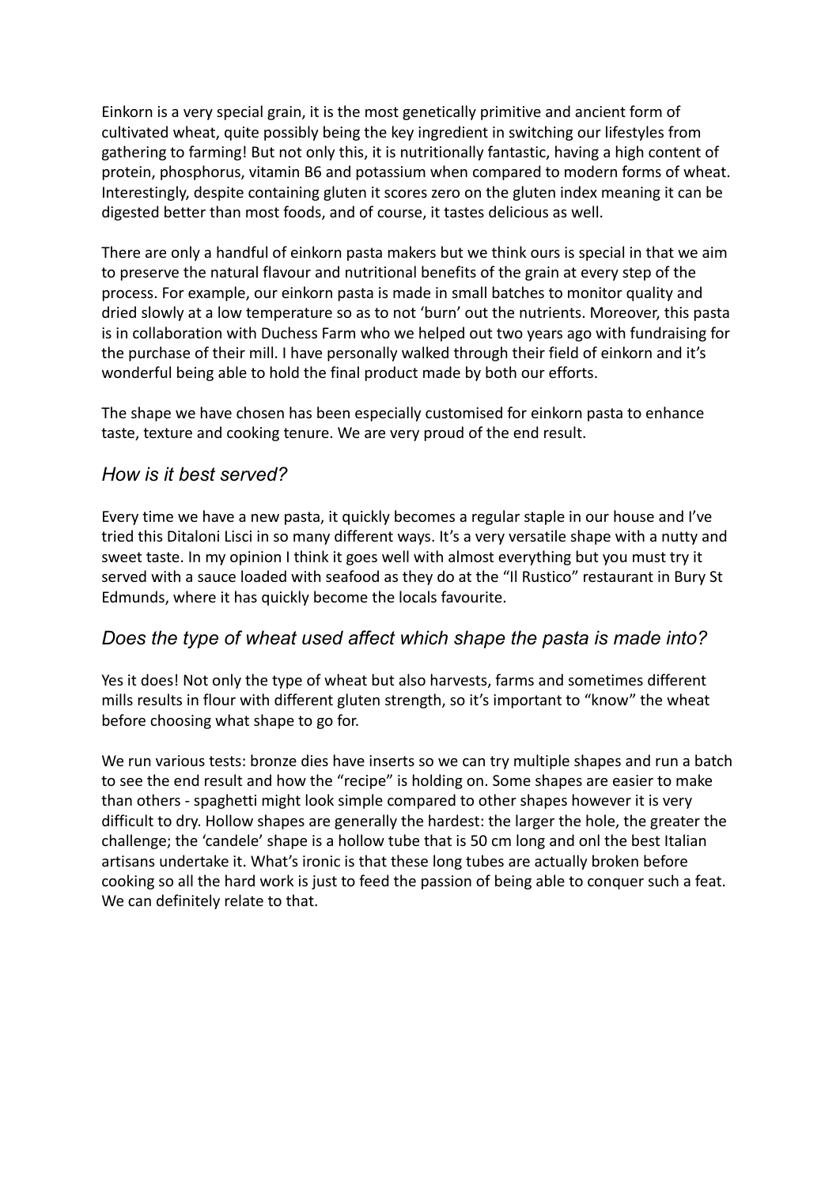Einkorn is a very special grain, it is the most genetically primitive and ancient form of cultivated wheat, quite possibly being the key ingredient in switching our lifestyles from gathering to farming! But not only this, it is nutritionally fantastic, having a high content of protein, phosphorus, vitamin B6 and potassium when compared to modern forms of wheat. Interestingly, despite containing gluten it scores zero on the gluten index meaning it can be digested better than most foods, and of course, it tastes delicious as well.

There are only a handful of einkorn pasta makers but we think ours is special in that we aim to preserve the natural flavour and nutritional benefits of the grain at every step of the process. For example, our einkorn pasta is made in small batches to monitor quality and dried slowly at a low temperature so as to not 'burn' out the nutrients. Moreover, this pasta is in collaboration with Duchess Farm who we helped out two years ago with fundraising for the purchase of their mill. I have personally walked through their field of einkorn and it's wonderful being able to hold the final product made by both our efforts.

The shape we have chosen has been especially customised for einkorn pasta to enhance taste, texture and cooking tenure. We are very proud of the end result.

## *How is it best served?*

Every time we have a new pasta, it quickly becomes a regular staple in our house and I've tried this Ditaloni Lisci in so many different ways. It's a very versatile shape with a nutty and sweet taste. In my opinion I think it goes well with almost everything but you must try it served with a sauce loaded with seafood as they do at the "Il Rustico" restaurant in Bury St Edmunds, where it has quickly become the locals favourite.

## *Does the type of wheat used affect which shape the pasta is made into?*

Yes it does! Not only the type of wheat but also harvests, farms and sometimes different mills results in flour with different gluten strength, so it's important to "know" the wheat before choosing what shape to go for.

We run various tests: bronze dies have inserts so we can try multiple shapes and run a batch to see the end result and how the "recipe" is holding on. Some shapes are easier to make than others - spaghetti might look simple compared to other shapes however it is very difficult to dry. Hollow shapes are generally the hardest: the larger the hole, the greater the challenge; the 'candele' shape is a hollow tube that is 50 cm long and onl the best Italian artisans undertake it. What's ironic is that these long tubes are actually broken before cooking so all the hard work is just to feed the passion of being able to conquer such a feat. We can definitely relate to that.